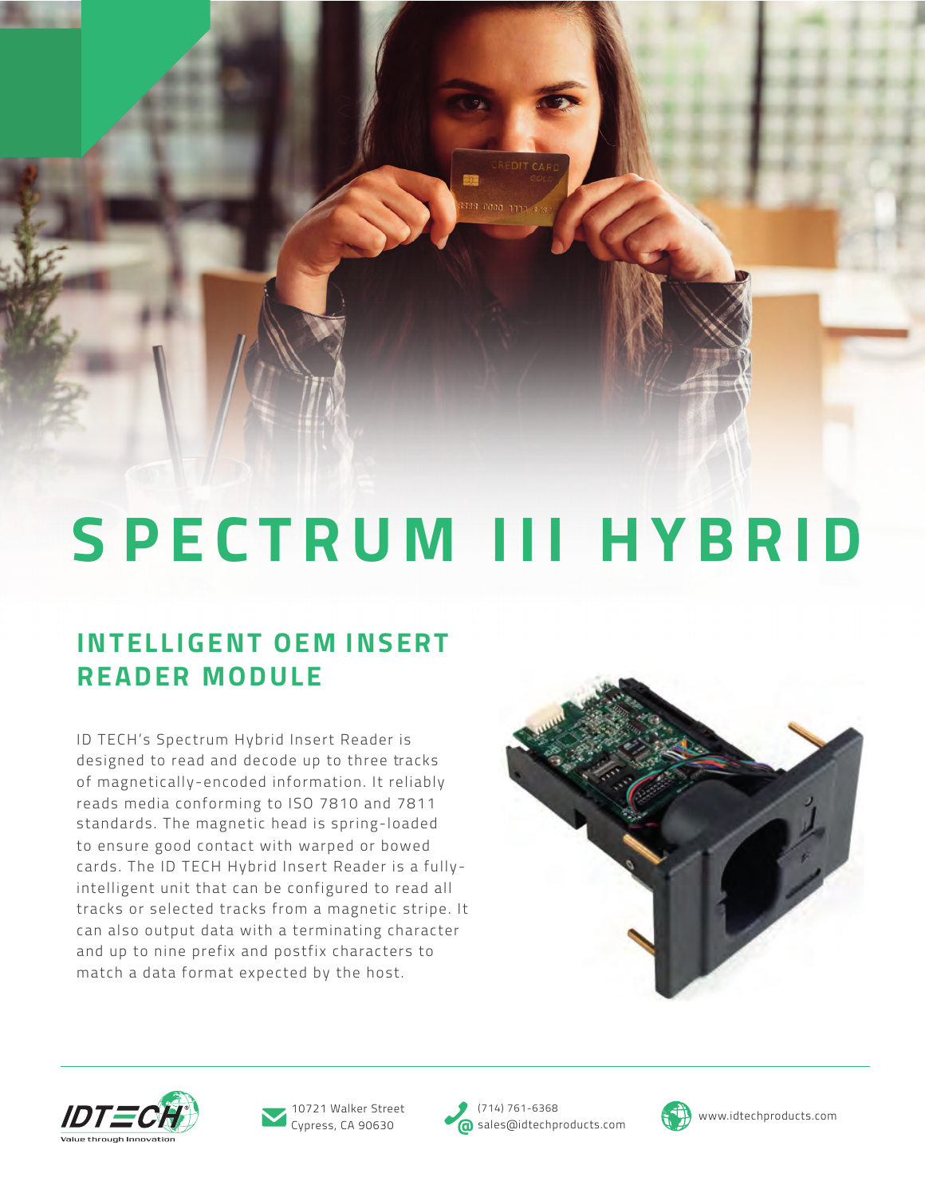# SPECTRUM III HYBRID

## INTELLIGENT OEM INSERT READER MODULE

ID TECH's Spectrum Hybrid Insert Reader is designed to read and decode up to three tracks of magnetically-encoded information. It reliably reads media conforming to ISO 7810 and 7811 standards. The magnetic head is spring-loaded to ensure good contact with warped or bowed cards. The ID TECH Hybrid Insert Reader is a fully-intelligent unit that can be configured to read all tracks or selected tracks from a magnetic stripe. It can also output data with a terminating character and up to nine prefix and postfix characters to match a data format expected by the host.

IDTECH — Value through Innovation

10721 Walker Street
Cypress, CA 90630

(714) 761-6368
sales@idtechproducts.com

www.idtechproducts.com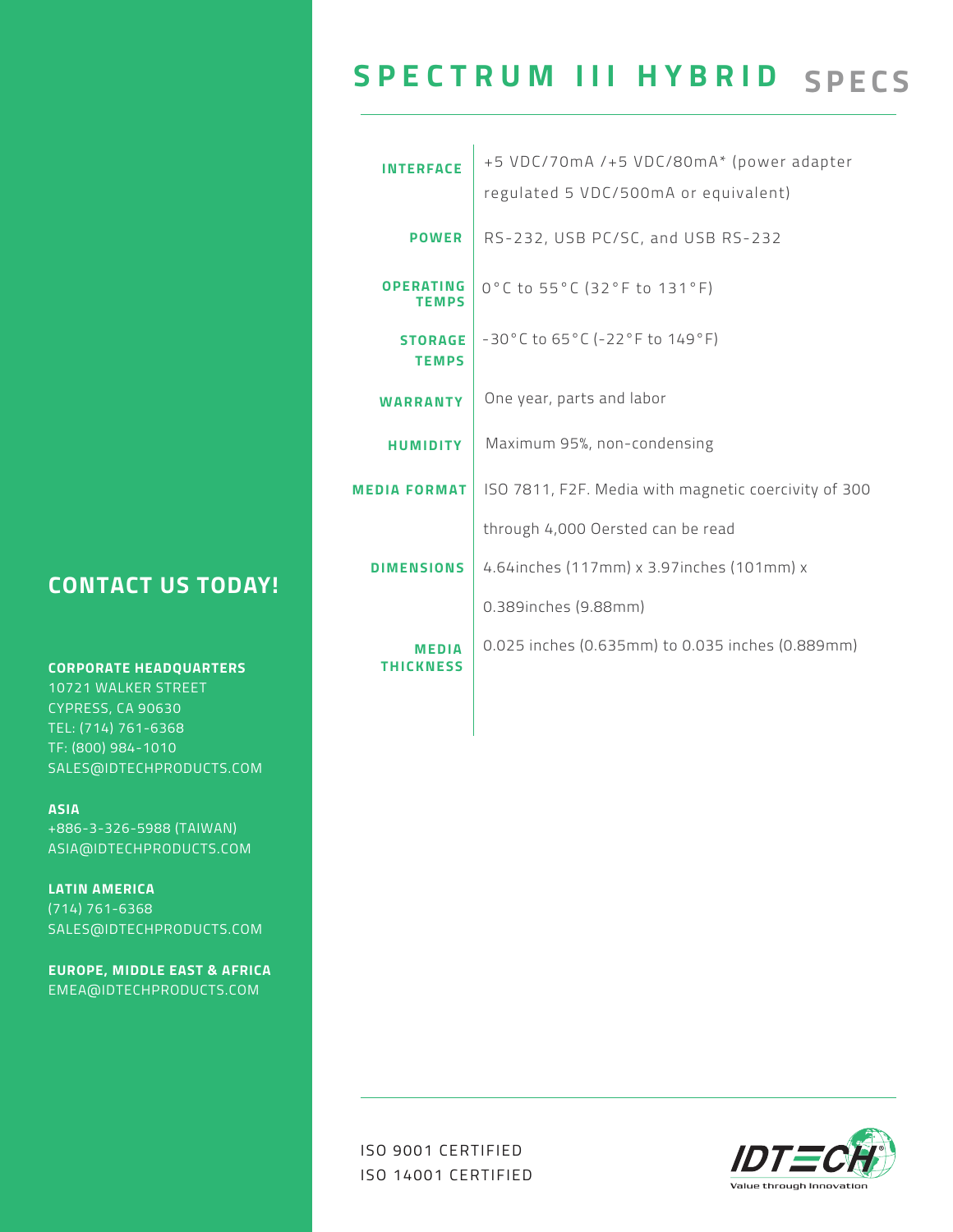# SPECTRUM III HYBRID SPECS

| | |
|---|---|
| **INTERFACE** | +5 VDC/70mA /+5 VDC/80mA* (power adapter regulated 5 VDC/500mA or equivalent) |
| **POWER** | RS-232, USB PC/SC, and USB RS-232 |
| **OPERATING TEMPS** | 0°C to 55°C (32°F to 131°F) |
| **STORAGE TEMPS** | -30°C to 65°C (-22°F to 149°F) |
| **WARRANTY** | One year, parts and labor |
| **HUMIDITY** | Maximum 95%, non-condensing |
| **MEDIA FORMAT** | ISO 7811, F2F. Media with magnetic coercivity of 300 through 4,000 Oersted can be read |
| **DIMENSIONS** | 4.64inches (117mm) x 3.97inches (101mm) x 0.389inches (9.88mm) |
| **MEDIA THICKNESS** | 0.025 inches (0.635mm) to 0.035 inches (0.889mm) |

## CONTACT US TODAY!

**CORPORATE HEADQUARTERS**
10721 WALKER STREET
CYPRESS, CA 90630
TEL: (714) 761-6368
TF: (800) 984-1010
SALES@IDTECHPRODUCTS.COM

**ASIA**
+886-3-326-5988 (TAIWAN)
ASIA@IDTECHPRODUCTS.COM

**LATIN AMERICA**
(714) 761-6368
SALES@IDTECHPRODUCTS.COM

**EUROPE, MIDDLE EAST & AFRICA**
EMEA@IDTECHPRODUCTS.COM

ISO 9001 CERTIFIED
ISO 14001 CERTIFIED

IDTECH
Value through Innovation